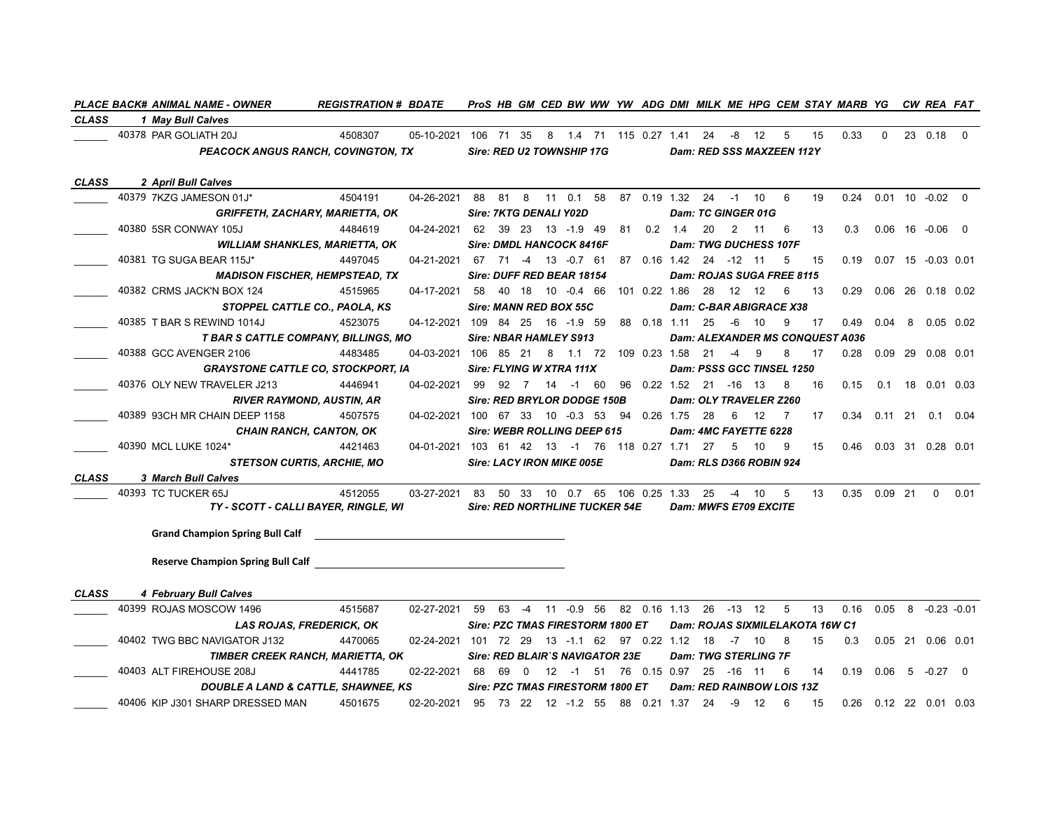| PLACE | BACK# | ANIMAL NAME - OWNER | REGISTRATION # | BDATE | ProS | HB | GM | CED | BW | WW | YW | ADG | DMI | MILK | ME | HPG | CEM | STAY | MARB | YG | CW | REA | FAT |
|---|---|---|---|---|---|---|---|---|---|---|---|---|---|---|---|---|---|---|---|---|---|---|---|
| **CLASS** | **1 May Bull Calves** | | | | | | | | | | | | | | | | | | | | | | |
| ______ | 40378 | PAR GOLIATH 20J | 4508307 | 05-10-2021 | 106 | 71 | 35 | 8 | 1.4 | 71 | 115 | 0.27 | 1.41 | 24 | -8 | 12 | 5 | 15 | 0.33 | 0 | 23 | 0.18 | 0 |
| | | *PEACOCK ANGUS RANCH, COVINGTON, TX* | | | *Sire: RED U2 TOWNSHIP 17G* | | | | | | | | *Dam: RED SSS MAXZEEN 112Y* | | | | | | | | | | |
| **CLASS** | **2 April Bull Calves** | | | | | | | | | | | | | | | | | | | | | | |
| ______ | 40379 | 7KZG JAMESON 01J* | 4504191 | 04-26-2021 | 88 | 81 | 8 | 11 | 0.1 | 58 | 87 | 0.19 | 1.32 | 24 | -1 | 10 | 6 | 19 | 0.24 | 0.01 | 10 | -0.02 | 0 |
| | | *GRIFFETH, ZACHARY, MARIETTA, OK* | | | *Sire: 7KTG DENALI Y02D* | | | | | | | | *Dam: TC GINGER 01G* | | | | | | | | | | |
| ______ | 40380 | 5SR CONWAY 105J | 4484619 | 04-24-2021 | 62 | 39 | 23 | 13 | -1.9 | 49 | 81 | 0.2 | 1.4 | 20 | 2 | 11 | 6 | 13 | 0.3 | 0.06 | 16 | -0.06 | 0 |
| | | *WILLIAM SHANKLES, MARIETTA, OK* | | | *Sire: DMDL HANCOCK 8416F* | | | | | | | | *Dam: TWG DUCHESS 107F* | | | | | | | | | | |
| ______ | 40381 | TG SUGA BEAR 115J* | 4497045 | 04-21-2021 | 67 | 71 | -4 | 13 | -0.7 | 61 | 87 | 0.16 | 1.42 | 24 | -12 | 11 | 5 | 15 | 0.19 | 0.07 | 15 | -0.03 | 0.01 |
| | | *MADISON FISCHER, HEMPSTEAD, TX* | | | *Sire: DUFF RED BEAR 18154* | | | | | | | | *Dam: ROJAS SUGA FREE 8115* | | | | | | | | | | |
| ______ | 40382 | CRMS JACK'N BOX 124 | 4515965 | 04-17-2021 | 58 | 40 | 18 | 10 | -0.4 | 66 | 101 | 0.22 | 1.86 | 28 | 12 | 12 | 6 | 13 | 0.29 | 0.06 | 26 | 0.18 | 0.02 |
| | | *STOPPEL CATTLE CO., PAOLA, KS* | | | *Sire: MANN RED BOX 55C* | | | | | | | | *Dam: C-BAR ABIGRACE X38* | | | | | | | | | | |
| ______ | 40385 | T BAR S REWIND 1014J | 4523075 | 04-12-2021 | 109 | 84 | 25 | 16 | -1.9 | 59 | 88 | 0.18 | 1.11 | 25 | -6 | 10 | 9 | 17 | 0.49 | 0.04 | 8 | 0.05 | 0.02 |
| | | *T BAR S CATTLE COMPANY, BILLINGS, MO* | | | *Sire: NBAR HAMLEY S913* | | | | | | | | *Dam: ALEXANDER MS CONQUEST A036* | | | | | | | | | | |
| ______ | 40388 | GCC AVENGER 2106 | 4483485 | 04-03-2021 | 106 | 85 | 21 | 8 | 1.1 | 72 | 109 | 0.23 | 1.58 | 21 | -4 | 9 | 8 | 17 | 0.28 | 0.09 | 29 | 0.08 | 0.01 |
| | | *GRAYSTONE CATTLE CO, STOCKPORT, IA* | | | *Sire: FLYING W XTRA 111X* | | | | | | | | *Dam: PSSS GCC TINSEL 1250* | | | | | | | | | | |
| ______ | 40376 | OLY NEW TRAVELER J213 | 4446941 | 04-02-2021 | 99 | 92 | 7 | 14 | -1 | 60 | 96 | 0.22 | 1.52 | 21 | -16 | 13 | 8 | 16 | 0.15 | 0.1 | 18 | 0.01 | 0.03 |
| | | *RIVER RAYMOND, AUSTIN, AR* | | | *Sire: RED BRYLOR DODGE 150B* | | | | | | | | *Dam: OLY TRAVELER Z260* | | | | | | | | | | |
| ______ | 40389 | 93CH MR CHAIN DEEP 1158 | 4507575 | 04-02-2021 | 100 | 67 | 33 | 10 | -0.3 | 53 | 94 | 0.26 | 1.75 | 28 | 6 | 12 | 7 | 17 | 0.34 | 0.11 | 21 | 0.1 | 0.04 |
| | | *CHAIN RANCH, CANTON, OK* | | | *Sire: WEBR ROLLING DEEP 615* | | | | | | | | *Dam: 4MC FAYETTE 6228* | | | | | | | | | | |
| ______ | 40390 | MCL LUKE 1024* | 4421463 | 04-01-2021 | 103 | 61 | 42 | 13 | -1 | 76 | 118 | 0.27 | 1.71 | 27 | 5 | 10 | 9 | 15 | 0.46 | 0.03 | 31 | 0.28 | 0.01 |
| | | *STETSON CURTIS, ARCHIE, MO* | | | *Sire: LACY IRON MIKE 005E* | | | | | | | | *Dam: RLS D366 ROBIN 924* | | | | | | | | | | |
| **CLASS** | **3 March Bull Calves** | | | | | | | | | | | | | | | | | | | | | | |
| ______ | 40393 | TC TUCKER 65J | 4512055 | 03-27-2021 | 83 | 50 | 33 | 10 | 0.7 | 65 | 106 | 0.25 | 1.33 | 25 | -4 | 10 | 5 | 13 | 0.35 | 0.09 | 21 | 0 | 0.01 |
| | | *TY - SCOTT - CALLI BAYER, RINGLE, WI* | | | *Sire: RED NORTHLINE TUCKER 54E* | | | | | | | | *Dam: MWFS E709 EXCITE* | | | | | | | | | | |

**Grand Champion Spring Bull Calf** ______________________________

**Reserve Champion Spring Bull Calf** ______________________________

| PLACE | BACK# | ANIMAL NAME - OWNER | REGISTRATION # | BDATE | ProS | HB | GM | CED | BW | WW | YW | ADG | DMI | MILK | ME | HPG | CEM | STAY | MARB | YG | CW | REA | FAT |
|---|---|---|---|---|---|---|---|---|---|---|---|---|---|---|---|---|---|---|---|---|---|---|---|
| **CLASS** | **4 February Bull Calves** | | | | | | | | | | | | | | | | | | | | | | |
| ______ | 40399 | ROJAS MOSCOW 1496 | 4515687 | 02-27-2021 | 59 | 63 | -4 | 11 | -0.9 | 56 | 82 | 0.16 | 1.13 | 26 | -13 | 12 | 5 | 13 | 0.16 | 0.05 | 8 | -0.23 | -0.01 |
| | | *LAS ROJAS, FREDERICK, OK* | | | *Sire: PZC TMAS FIRESTORM 1800 ET* | | | | | | | | *Dam: ROJAS SIXMILELAKOTA 16W C1* | | | | | | | | | | |
| ______ | 40402 | TWG BBC NAVIGATOR J132 | 4470065 | 02-24-2021 | 101 | 72 | 29 | 13 | -1.1 | 62 | 97 | 0.22 | 1.12 | 18 | -7 | 10 | 8 | 15 | 0.3 | 0.05 | 21 | 0.06 | 0.01 |
| | | *TIMBER CREEK RANCH, MARIETTA, OK* | | | *Sire: RED BLAIR`S NAVIGATOR 23E* | | | | | | | | *Dam: TWG STERLING 7F* | | | | | | | | | | |
| ______ | 40403 | ALT FIREHOUSE 208J | 4441785 | 02-22-2021 | 68 | 69 | 0 | 12 | -1 | 51 | 76 | 0.15 | 0.97 | 25 | -16 | 11 | 6 | 14 | 0.19 | 0.06 | 5 | -0.27 | 0 |
| | | *DOUBLE A LAND & CATTLE, SHAWNEE, KS* | | | *Sire: PZC TMAS FIRESTORM 1800 ET* | | | | | | | | *Dam: RED RAINBOW LOIS 13Z* | | | | | | | | | | |
| ______ | 40406 | KIP J301 SHARP DRESSED MAN | 4501675 | 02-20-2021 | 95 | 73 | 22 | 12 | -1.2 | 55 | 88 | 0.21 | 1.37 | 24 | -9 | 12 | 6 | 15 | 0.26 | 0.12 | 22 | 0.01 | 0.03 |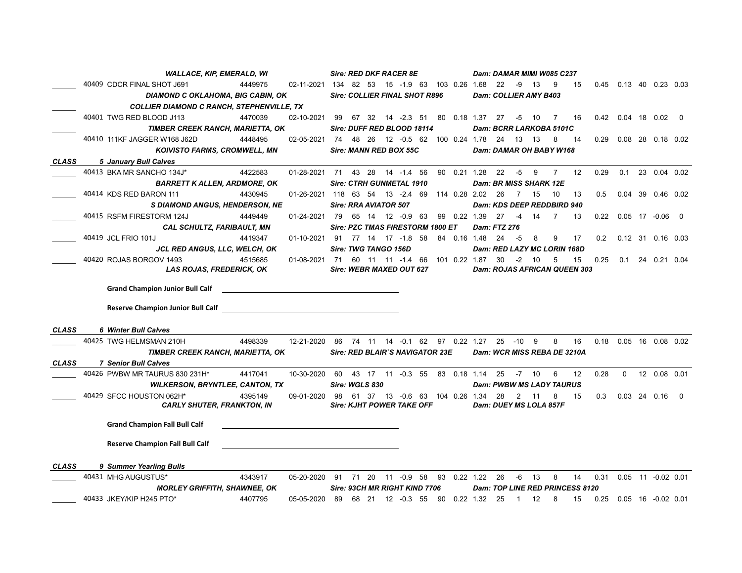| | No. | Name | Reg. No. | Birth Date | | | | | | | | | | | | | | | | | | | | |
|---|---|---|---|---|---|---|---|---|---|---|---|---|---|---|---|---|---|---|---|---|---|---|---|---|
| | | ***WALLACE, KIP, EMERALD, WI*** | | | ***Sire: RED DKF RACER 8E*** | | | | | | | | | | ***Dam: DAMAR MIMI W085 C237*** | | | | | | | | | |
| ______ | 40409 | CDCR FINAL SHOT J691 | 4449975 | 02-11-2021 | 134 | 82 | 53 | 15 | -1.9 | 63 | 103 | 0.26 | 1.68 | 22 | -9 | 13 | 9 | 15 | 0.45 | 0.13 | 40 | 0.23 | 0.03 |
| | | ***DIAMOND C OKLAHOMA, BIG CABIN, OK*** | | | ***Sire: COLLIER FINAL SHOT R896*** | | | | | | | | | | ***Dam: COLLIER AMY B403*** | | | | | | | | | |
| ______ | | ***COLLIER DIAMOND C RANCH, STEPHENVILLE, TX*** | | | | | | | | | | | | | | | | | | | | | | |
| | 40401 | TWG RED BLOOD J113 | 4470039 | 02-10-2021 | 99 | 67 | 32 | 14 | -2.3 | 51 | 80 | 0.18 | 1.37 | 27 | -5 | 10 | 7 | 16 | 0.42 | 0.04 | 18 | 0.02 | 0 |
| ______ | | ***TIMBER CREEK RANCH, MARIETTA, OK*** | | | ***Sire: DUFF RED BLOOD 18114*** | | | | | | | | | | ***Dam: BCRR LARKOBA 5101C*** | | | | | | | | | |
| | 40410 | 111KF JAGGER W168 J62D | 4448495 | 02-05-2021 | 74 | 48 | 26 | 12 | -0.5 | 62 | 100 | 0.24 | 1.78 | 24 | 13 | 13 | 8 | 14 | 0.29 | 0.08 | 28 | 0.18 | 0.02 |
| | | ***KOIVISTO FARMS, CROMWELL, MN*** | | | ***Sire: MANN RED BOX 55C*** | | | | | | | | | | ***Dam: DAMAR OH BABY W168*** | | | | | | | | | |
| ***CLASS*** | | ***5 January Bull Calves*** | | | | | | | | | | | | | | | | | | | | | | |
| ______ | 40413 | BKA MR SANCHO 134J* | 4422583 | 01-28-2021 | 71 | 43 | 28 | 14 | -1.4 | 56 | 90 | 0.21 | 1.28 | 22 | -5 | 9 | 7 | 12 | 0.29 | 0.1 | 23 | 0.04 | 0.02 |
| | | ***BARRETT K ALLEN, ARDMORE, OK*** | | | ***Sire: CTRH GUNMETAL 1910*** | | | | | | | | | | ***Dam: BR MISS SHARK 12E*** | | | | | | | | | |
| ______ | 40414 | KDS RED BARON 111 | 4430945 | 01-26-2021 | 118 | 63 | 54 | 13 | -2.4 | 69 | 114 | 0.28 | 2.02 | 26 | 7 | 15 | 10 | 13 | 0.5 | 0.04 | 39 | 0.46 | 0.02 |
| | | ***S DIAMOND ANGUS, HENDERSON, NE*** | | | ***Sire: RRA AVIATOR 507*** | | | | | | | | | | ***Dam: KDS DEEP REDDBIRD 940*** | | | | | | | | | |
| ______ | 40415 | RSFM FIRESTORM 124J | 4449449 | 01-24-2021 | 79 | 65 | 14 | 12 | -0.9 | 63 | 99 | 0.22 | 1.39 | 27 | -4 | 14 | 7 | 13 | 0.22 | 0.05 | 17 | -0.06 | 0 |
| | | ***CAL SCHULTZ, FARIBAULT, MN*** | | | ***Sire: PZC TMAS FIRESTORM 1800 ET*** | | | | | | | | | | ***Dam: FTZ 276*** | | | | | | | | | |
| ______ | 40419 | JCL FRIO 101J | 4419347 | 01-10-2021 | 91 | 77 | 14 | 17 | -1.8 | 58 | 84 | 0.16 | 1.48 | 24 | -5 | 8 | 9 | 17 | 0.2 | 0.12 | 31 | 0.16 | 0.03 |
| | | ***JCL RED ANGUS, LLC, WELCH, OK*** | | | ***Sire: TWG TANGO 156D*** | | | | | | | | | | ***Dam: RED LAZY MC LORIN 168D*** | | | | | | | | | |
| ______ | 40420 | ROJAS BORGOV 1493 | 4515685 | 01-08-2021 | 71 | 60 | 11 | 11 | -1.4 | 66 | 101 | 0.22 | 1.87 | 30 | -2 | 10 | 5 | 15 | 0.25 | 0.1 | 24 | 0.21 | 0.04 |
| | | ***LAS ROJAS, FREDERICK, OK*** | | | ***Sire: WEBR MAXED OUT 627*** | | | | | | | | | | ***Dam: ROJAS AFRICAN QUEEN 303*** | | | | | | | | | |

**Grand Champion Junior Bull Calf** ______________________________

**Reserve Champion Junior Bull Calf** ______________________________

| | No. | Name | Reg. No. | Birth Date | | | | | | | | | | | | | | | | | | | | |
|---|---|---|---|---|---|---|---|---|---|---|---|---|---|---|---|---|---|---|---|---|---|---|---|---|
| ***CLASS*** | | ***6 Winter Bull Calves*** | | | | | | | | | | | | | | | | | | | | | | |
| ______ | 40425 | TWG HELMSMAN 210H | 4498339 | 12-21-2020 | 86 | 74 | 11 | 14 | -0.1 | 62 | 97 | 0.22 | 1.27 | 25 | -10 | 9 | 8 | 16 | 0.18 | 0.05 | 16 | 0.08 | 0.02 |
| | | ***TIMBER CREEK RANCH, MARIETTA, OK*** | | | ***Sire: RED BLAIR`S NAVIGATOR 23E*** | | | | | | | | | | ***Dam: WCR MISS REBA DE 3210A*** | | | | | | | | | |
| ***CLASS*** | | ***7 Senior Bull Calves*** | | | | | | | | | | | | | | | | | | | | | | |
| ______ | 40426 | PWBW MR TAURUS 830 231H* | 4417041 | 10-30-2020 | 60 | 43 | 17 | 11 | -0.3 | 55 | 83 | 0.18 | 1.14 | 25 | -7 | 10 | 6 | 12 | 0.28 | 0 | 12 | 0.08 | 0.01 |
| | | ***WILKERSON, BRYNTLEE, CANTON, TX*** | | | ***Sire: WGLS 830*** | | | | | | | | | | ***Dam: PWBW MS LADY TAURUS*** | | | | | | | | | |
| ______ | 40429 | SFCC HOUSTON 062H* | 4395149 | 09-01-2020 | 98 | 61 | 37 | 13 | -0.6 | 63 | 104 | 0.26 | 1.34 | 28 | 2 | 11 | 8 | 15 | 0.3 | 0.03 | 24 | 0.16 | 0 |
| | | ***CARLY SHUTER, FRANKTON, IN*** | | | ***Sire: KJHT POWER TAKE OFF*** | | | | | | | | | | ***Dam: DUEY MS LOLA 857F*** | | | | | | | | | |

**Grand Champion Fall Bull Calf** ______________________________

**Reserve Champion Fall Bull Calf** ______________________________

| | No. | Name | Reg. No. | Birth Date | | | | | | | | | | | | | | | | | | | | |
|---|---|---|---|---|---|---|---|---|---|---|---|---|---|---|---|---|---|---|---|---|---|---|---|---|
| ***CLASS*** | | ***9 Summer Yearling Bulls*** | | | | | | | | | | | | | | | | | | | | | | |
| ______ | 40431 | MHG AUGUSTUS* | 4343917 | 05-20-2020 | 91 | 71 | 20 | 11 | -0.9 | 58 | 93 | 0.22 | 1.22 | 26 | -6 | 13 | 8 | 14 | 0.31 | 0.05 | 11 | -0.02 | 0.01 |
| | | ***MORLEY GRIFFITH, SHAWNEE, OK*** | | | ***Sire: 93CH MR RIGHT KIND 7706*** | | | | | | | | | | ***Dam: TOP LINE RED PRINCESS 8120*** | | | | | | | | | |
| ______ | 40433 | JKEY/KIP H245 PTO* | 4407795 | 05-05-2020 | 89 | 68 | 21 | 12 | -0.3 | 55 | 90 | 0.22 | 1.32 | 25 | 1 | 12 | 8 | 15 | 0.25 | 0.05 | 16 | -0.02 | 0.01 |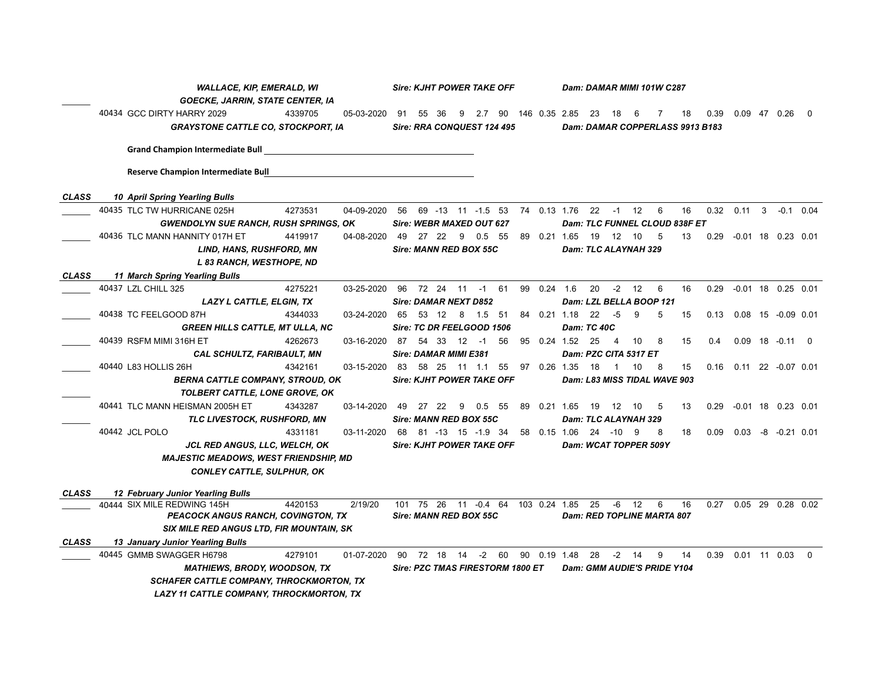*WALLACE, KIP, EMERALD, WI* — *Sire: KJHT POWER TAKE OFF* — *Dam: DAMAR MIMI 101W C287*

*GOECKE, JARRIN, STATE CENTER, IA*

| | No. | Name | Reg. | Birth Date | | | | | | | | | | | | | | | | | | | | |
|---|---|---|---|---|---|---|---|---|---|---|---|---|---|---|---|---|---|---|---|---|---|---|---|---|
| ______ | 40434 | GCC DIRTY HARRY 2029 | 4339705 | 05-03-2020 | 91 | 55 | 36 | 9 | 2.7 | 90 | 146 | 0.35 | 2.85 | 23 | 18 | 6 | 7 | 18 | 0.39 | 0.09 | 47 | 0.26 | 0 |

*GRAYSTONE CATTLE CO, STOCKPORT, IA* — *Sire: RRA CONQUEST 124 495* — *Dam: DAMAR COPPERLASS 9913 B183*

**Grand Champion Intermediate Bull** ______________________________

**Reserve Champion Intermediate Bull** ______________________________

## CLASS 10 April Spring Yearling Bulls

| | No. | Name | Reg. | Birth Date | | | | | | | | | | | | | | | | | | | | |
|---|---|---|---|---|---|---|---|---|---|---|---|---|---|---|---|---|---|---|---|---|---|---|---|---|
| ______ | 40435 | TLC TW HURRICANE 025H | 4273531 | 04-09-2020 | 56 | 69 | -13 | 11 | -1.5 | 53 | 74 | 0.13 | 1.76 | 22 | -1 | 12 | 6 | 16 | 0.32 | 0.11 | 3 | -0.1 | 0.04 |
| ______ | 40436 | TLC MANN HANNITY 017H ET | 4419917 | 04-08-2020 | 49 | 27 | 22 | 9 | 0.5 | 55 | 89 | 0.21 | 1.65 | 19 | 12 | 10 | 5 | 13 | 0.29 | -0.01 | 18 | 0.23 | 0.01 |

- 40435: *GWENDOLYN SUE RANCH, RUSH SPRINGS, OK* — *Sire: WEBR MAXED OUT 627* — *Dam: TLC FUNNEL CLOUD 838F ET*
- 40436: *LIND, HANS, RUSHFORD, MN*; *L 83 RANCH, WESTHOPE, ND* — *Sire: MANN RED BOX 55C* — *Dam: TLC ALAYNAH 329*

## CLASS 11 March Spring Yearling Bulls

| | No. | Name | Reg. | Birth Date | | | | | | | | | | | | | | | | | | | | |
|---|---|---|---|---|---|---|---|---|---|---|---|---|---|---|---|---|---|---|---|---|---|---|---|---|
| ______ | 40437 | LZL CHILL 325 | 4275221 | 03-25-2020 | 96 | 72 | 24 | 11 | -1 | 61 | 99 | 0.24 | 1.6 | 20 | -2 | 12 | 6 | 16 | 0.29 | -0.01 | 18 | 0.25 | 0.01 |
| ______ | 40438 | TC FEELGOOD 87H | 4344033 | 03-24-2020 | 65 | 53 | 12 | 8 | 1.5 | 51 | 84 | 0.21 | 1.18 | 22 | -5 | 9 | 5 | 15 | 0.13 | 0.08 | 15 | -0.09 | 0.01 |
| ______ | 40439 | RSFM MIMI 316H ET | 4262673 | 03-16-2020 | 87 | 54 | 33 | 12 | -1 | 56 | 95 | 0.24 | 1.52 | 25 | 4 | 10 | 8 | 15 | 0.4 | 0.09 | 18 | -0.11 | 0 |
| ______ | 40440 | L83 HOLLIS 26H | 4342161 | 03-15-2020 | 83 | 58 | 25 | 11 | 1.1 | 55 | 97 | 0.26 | 1.35 | 18 | 1 | 10 | 8 | 15 | 0.16 | 0.11 | 22 | -0.07 | 0.01 |
| ______ | 40441 | TLC MANN HEISMAN 2005H ET | 4343287 | 03-14-2020 | 49 | 27 | 22 | 9 | 0.5 | 55 | 89 | 0.21 | 1.65 | 19 | 12 | 10 | 5 | 13 | 0.29 | -0.01 | 18 | 0.23 | 0.01 |
| ______ | 40442 | JCL POLO | 4331181 | 03-11-2020 | 68 | 81 | -13 | 15 | -1.9 | 34 | 58 | 0.15 | 1.06 | 24 | -10 | 9 | 8 | 18 | 0.09 | 0.03 | -8 | -0.21 | 0.01 |

- 40437: *LAZY L CATTLE, ELGIN, TX* — *Sire: DAMAR NEXT D852* — *Dam: LZL BELLA BOOP 121*
- 40438: *GREEN HILLS CATTLE, MT ULLA, NC* — *Sire: TC DR FEELGOOD 1506* — *Dam: TC 40C*
- 40439: *CAL SCHULTZ, FARIBAULT, MN* — *Sire: DAMAR MIMI E381* — *Dam: PZC CITA 5317 ET*
- 40440: *BERNA CATTLE COMPANY, STROUD, OK*; *TOLBERT CATTLE, LONE GROVE, OK* — *Sire: KJHT POWER TAKE OFF* — *Dam: L83 MISS TIDAL WAVE 903*
- 40441: *TLC LIVESTOCK, RUSHFORD, MN* — *Sire: MANN RED BOX 55C* — *Dam: TLC ALAYNAH 329*
- 40442: *JCL RED ANGUS, LLC, WELCH, OK*; *MAJESTIC MEADOWS, WEST FRIENDSHIP, MD*; *CONLEY CATTLE, SULPHUR, OK* — *Sire: KJHT POWER TAKE OFF* — *Dam: WCAT TOPPER 509Y*

## CLASS 12 February Junior Yearling Bulls

| | No. | Name | Reg. | Birth Date | | | | | | | | | | | | | | | | | | | | |
|---|---|---|---|---|---|---|---|---|---|---|---|---|---|---|---|---|---|---|---|---|---|---|---|---|
| ______ | 40444 | SIX MILE REDWING 145H | 4420153 | 2/19/20 | 101 | 75 | 26 | 11 | -0.4 | 64 | 103 | 0.24 | 1.85 | 25 | -6 | 12 | 6 | 16 | 0.27 | 0.05 | 29 | 0.28 | 0.02 |

- 40444: *PEACOCK ANGUS RANCH, COVINGTON, TX*; *SIX MILE RED ANGUS LTD, FIR MOUNTAIN, SK* — *Sire: MANN RED BOX 55C* — *Dam: RED TOPLINE MARTA 807*

## CLASS 13 January Junior Yearling Bulls

| | No. | Name | Reg. | Birth Date | | | | | | | | | | | | | | | | | | | | |
|---|---|---|---|---|---|---|---|---|---|---|---|---|---|---|---|---|---|---|---|---|---|---|---|---|
| ______ | 40445 | GMMB SWAGGER H6798 | 4279101 | 01-07-2020 | 90 | 72 | 18 | 14 | -2 | 60 | 90 | 0.19 | 1.48 | 28 | -2 | 14 | 9 | 14 | 0.39 | 0.01 | 11 | 0.03 | 0 |

- 40445: *MATHIEWS, BRODY, WOODSON, TX*; *SCHAFER CATTLE COMPANY, THROCKMORTON, TX*; *LAZY 11 CATTLE COMPANY, THROCKMORTON, TX* — *Sire: PZC TMAS FIRESTORM 1800 ET* — *Dam: GMM AUDIE'S PRIDE Y104*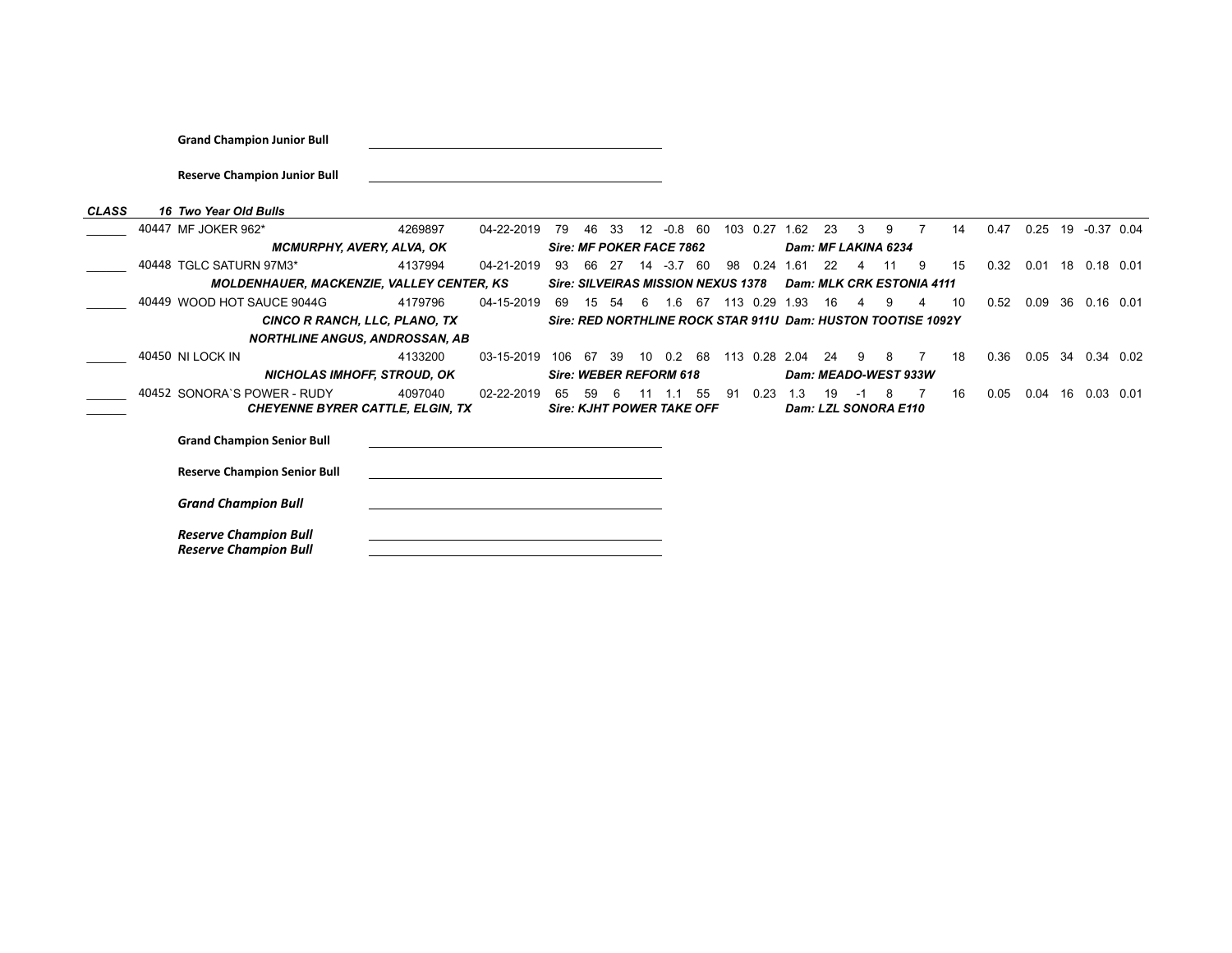**Grand Champion Junior Bull** ____________________

**Reserve Champion Junior Bull** ____________________

***CLASS 16 Two Year Old Bulls***

| | | | | | | | | | | | | | | | | | | | | | | | | | |
|---|---|---|---|---|---|---|---|---|---|---|---|---|---|---|---|---|---|---|---|---|---|---|---|---|---|
| ______ | 40447 | MF JOKER 962* | 4269897 | 04-22-2019 | 79 | 46 | 33 | 12 | -0.8 | 60 | 103 | 0.27 | 1.62 | 23 | 3 | 9 | 7 | 14 | 0.47 | 0.25 | 19 | -0.37 | 0.04 |
| | | ***MCMURPHY, AVERY, ALVA, OK*** | | | ***Sire: MF POKER FACE 7862*** | | | | | | | | ***Dam: MF LAKINA 6234*** | | | | | | | | | | |
| ______ | 40448 | TGLC SATURN 97M3* | 4137994 | 04-21-2019 | 93 | 66 | 27 | 14 | -3.7 | 60 | 98 | 0.24 | 1.61 | 22 | 4 | 11 | 9 | 15 | 0.32 | 0.01 | 18 | 0.18 | 0.01 |
| | | ***MOLDENHAUER, MACKENZIE, VALLEY CENTER, KS*** | | | ***Sire: SILVEIRAS MISSION NEXUS 1378*** | | | | | | | | ***Dam: MLK CRK ESTONIA 4111*** | | | | | | | | | | |
| ______ | 40449 | WOOD HOT SAUCE 9044G | 4179796 | 04-15-2019 | 69 | 15 | 54 | 6 | 1.6 | 67 | 113 | 0.29 | 1.93 | 16 | 4 | 9 | 4 | 10 | 0.52 | 0.09 | 36 | 0.16 | 0.01 |
| | | ***CINCO R RANCH, LLC, PLANO, TX*** | | | ***Sire: RED NORTHLINE ROCK STAR 911U*** | | | | | | | | ***Dam: HUSTON TOOTISE 1092Y*** | | | | | | | | | | |
| | | ***NORTHLINE ANGUS, ANDROSSAN, AB*** | | | | | | | | | | | | | | | | | | | | | |
| ______ | 40450 | NI LOCK IN | 4133200 | 03-15-2019 | 106 | 67 | 39 | 10 | 0.2 | 68 | 113 | 0.28 | 2.04 | 24 | 9 | 8 | 7 | 18 | 0.36 | 0.05 | 34 | 0.34 | 0.02 |
| | | ***NICHOLAS IMHOFF, STROUD, OK*** | | | ***Sire: WEBER REFORM 618*** | | | | | | | | ***Dam: MEADO-WEST 933W*** | | | | | | | | | | |
| ______ | 40452 | SONORA`S POWER - RUDY | 4097040 | 02-22-2019 | 65 | 59 | 6 | 11 | 1.1 | 55 | 91 | 0.23 | 1.3 | 19 | -1 | 8 | 7 | 16 | 0.05 | 0.04 | 16 | 0.03 | 0.01 |
| ______ | | ***CHEYENNE BYRER CATTLE, ELGIN, TX*** | | | ***Sire: KJHT POWER TAKE OFF*** | | | | | | | | ***Dam: LZL SONORA E110*** | | | | | | | | | | |

**Grand Champion Senior Bull** ____________________

**Reserve Champion Senior Bull** ____________________

***Grand Champion Bull*** ____________________

***Reserve Champion Bull*** ____________________

***Reserve Champion Bull*** ____________________